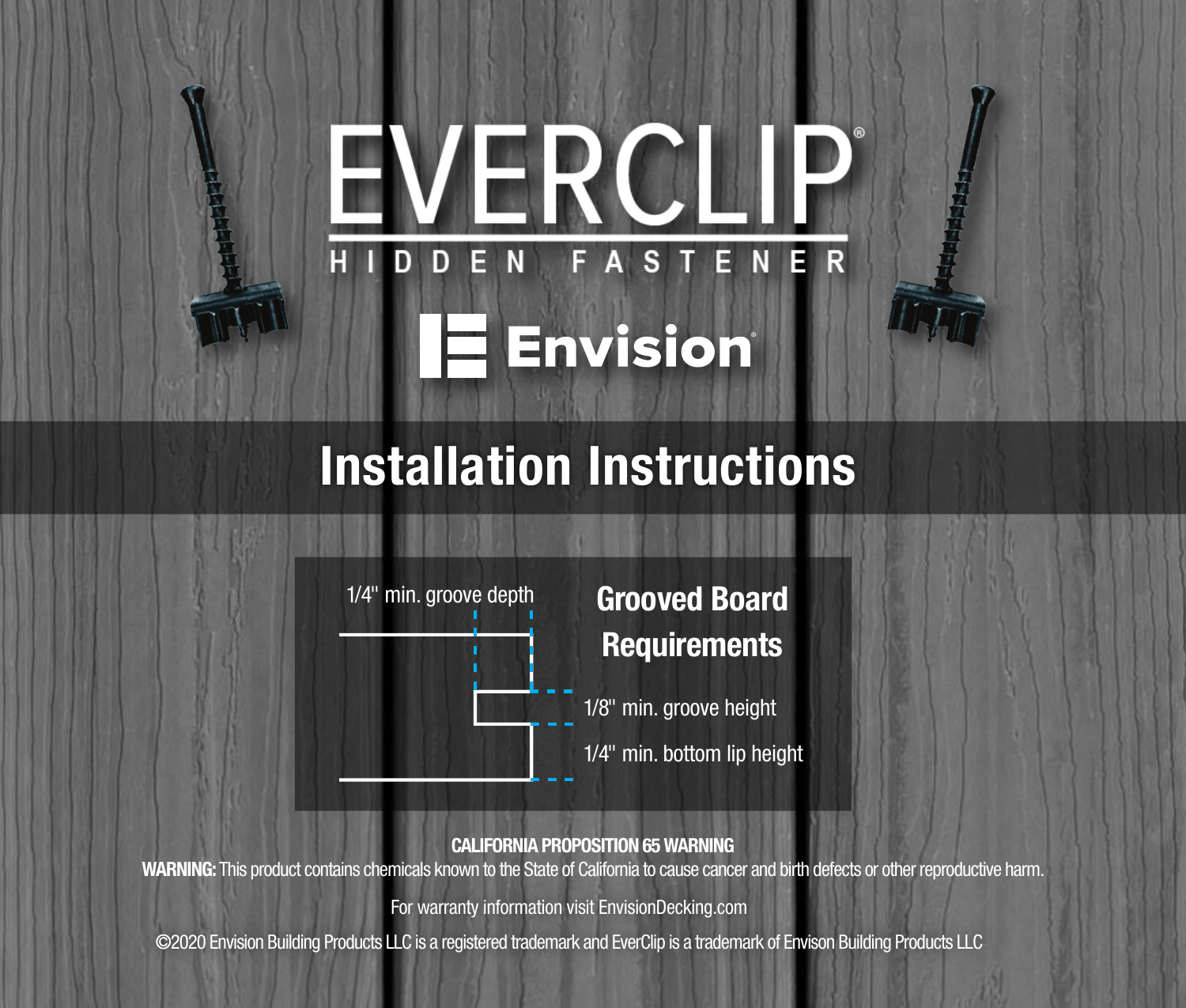# EVERCLIP®

HIDDEN FASTENER

Envision®

## Installation Instructions

### Grooved Board Requirements

1/4" min. groove depth

1/8" min. groove height

1/4" min. bottom lip height

**CALIFORNIA PROPOSITION 65 WARNING**

**WARNING:** This product contains chemicals known to the State of California to cause cancer and birth defects or other reproductive harm.

For warranty information visit EnvisionDecking.com

©2020 Envision Building Products LLC is a registered trademark and EverClip is a trademark of Envison Building Products LLC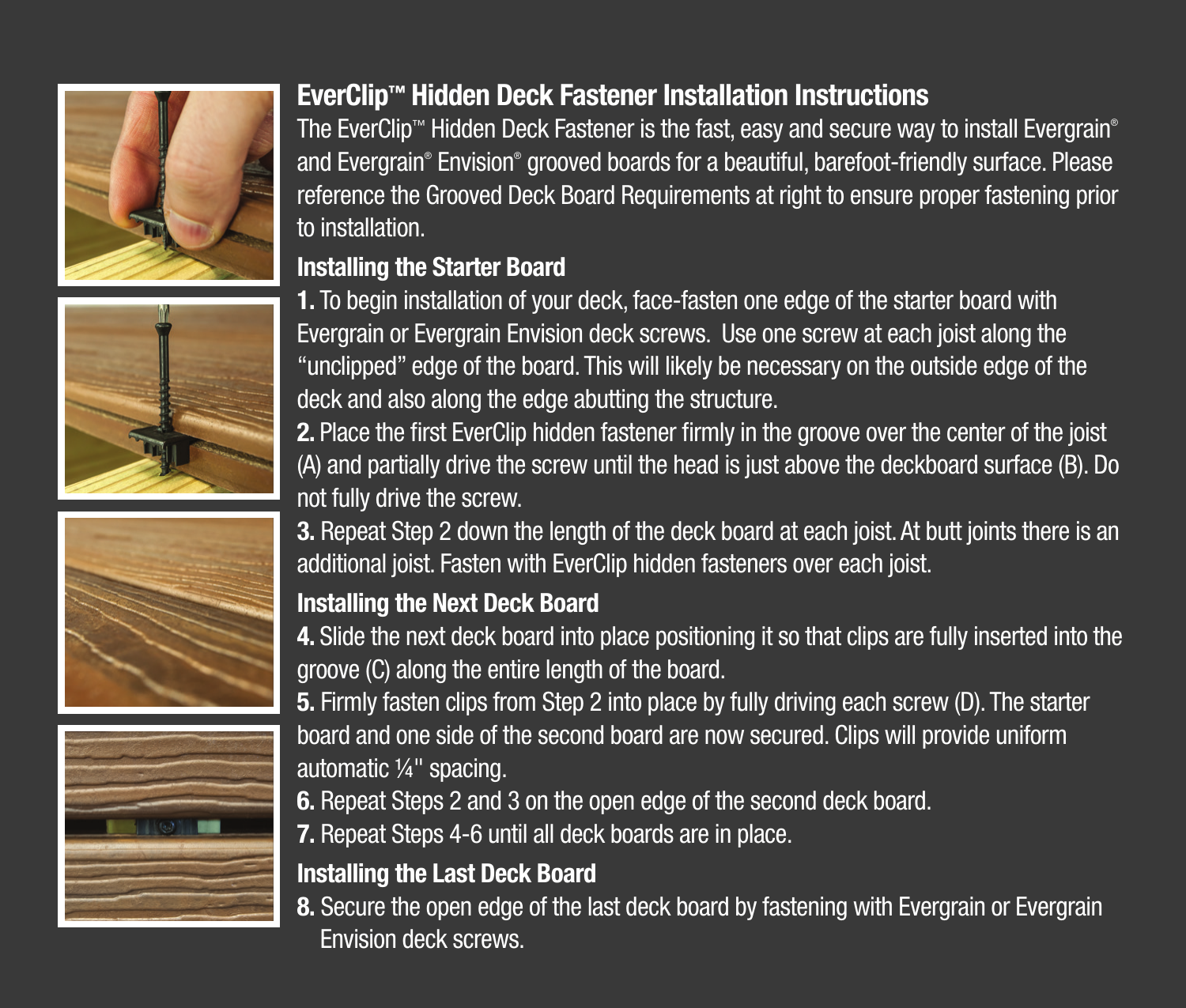## EverClip™ Hidden Deck Fastener Installation Instructions

The EverClip™ Hidden Deck Fastener is the fast, easy and secure way to install Evergrain® and Evergrain® Envision® grooved boards for a beautiful, barefoot-friendly surface. Please reference the Grooved Deck Board Requirements at right to ensure proper fastening prior to installation.

### Installing the Starter Board

**1.** To begin installation of your deck, face-fasten one edge of the starter board with Evergrain or Evergrain Envision deck screws. Use one screw at each joist along the "unclipped" edge of the board. This will likely be necessary on the outside edge of the deck and also along the edge abutting the structure.

**2.** Place the first EverClip hidden fastener firmly in the groove over the center of the joist (A) and partially drive the screw until the head is just above the deckboard surface (B). Do not fully drive the screw.

**3.** Repeat Step 2 down the length of the deck board at each joist. At butt joints there is an additional joist. Fasten with EverClip hidden fasteners over each joist.

### Installing the Next Deck Board

**4.** Slide the next deck board into place positioning it so that clips are fully inserted into the groove (C) along the entire length of the board.

**5.** Firmly fasten clips from Step 2 into place by fully driving each screw (D). The starter board and one side of the second board are now secured. Clips will provide uniform automatic ¼" spacing.

**6.** Repeat Steps 2 and 3 on the open edge of the second deck board.

**7.** Repeat Steps 4-6 until all deck boards are in place.

### Installing the Last Deck Board

**8.** Secure the open edge of the last deck board by fastening with Evergrain or Evergrain Envision deck screws.